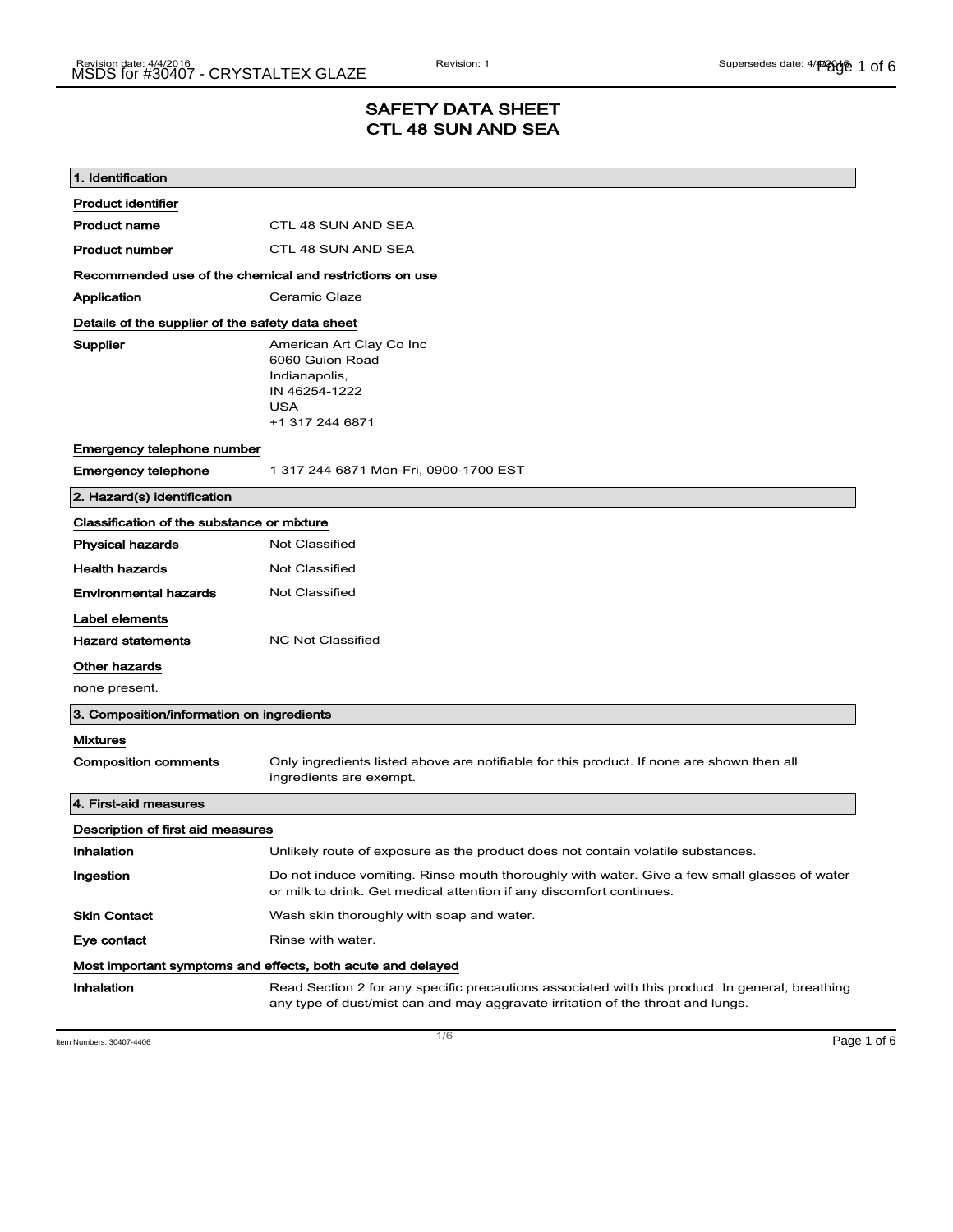# SAFETY DATA SHEET
# CTL 48 SUN AND SEA

## 1. Identification

### Product identifier

| | |
|---|---|
| **Product name** | CTL 48 SUN AND SEA |
| **Product number** | CTL 48 SUN AND SEA |

### Recommended use of the chemical and restrictions on use

| | |
|---|---|
| **Application** | Ceramic Glaze |

### Details of the supplier of the safety data sheet

| | |
|---|---|
| **Supplier** | American Art Clay Co Inc<br>6060 Guion Road<br>Indianapolis,<br>IN 46254-1222<br>USA<br>+1 317 244 6871 |

### Emergency telephone number

| | |
|---|---|
| **Emergency telephone** | 1 317 244 6871 Mon-Fri, 0900-1700 EST |

## 2. Hazard(s) identification

### Classification of the substance or mixture

| | |
|---|---|
| **Physical hazards** | Not Classified |
| **Health hazards** | Not Classified |
| **Environmental hazards** | Not Classified |

### Label elements

| | |
|---|---|
| **Hazard statements** | NC Not Classified |

### Other hazards

none present.

## 3. Composition/information on ingredients

### Mixtures

| | |
|---|---|
| **Composition comments** | Only ingredients listed above are notifiable for this product. If none are shown then all ingredients are exempt. |

## 4. First-aid measures

### Description of first aid measures

| | |
|---|---|
| **Inhalation** | Unlikely route of exposure as the product does not contain volatile substances. |
| **Ingestion** | Do not induce vomiting. Rinse mouth thoroughly with water. Give a few small glasses of water or milk to drink. Get medical attention if any discomfort continues. |
| **Skin Contact** | Wash skin thoroughly with soap and water. |
| **Eye contact** | Rinse with water. |

### Most important symptoms and effects, both acute and delayed

| | |
|---|---|
| **Inhalation** | Read Section 2 for any specific precautions associated with this product. In general, breathing any type of dust/mist can and may aggravate irritation of the throat and lungs. |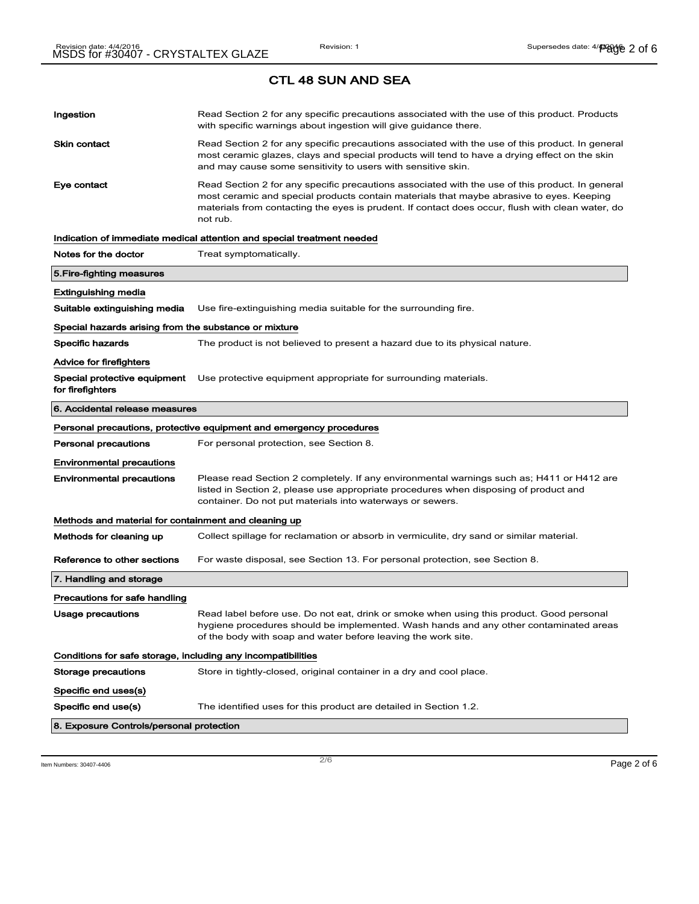# CTL 48 SUN AND SEA

| | |
|---|---|
| **Ingestion** | Read Section 2 for any specific precautions associated with the use of this product. Products with specific warnings about ingestion will give guidance there. |
| **Skin contact** | Read Section 2 for any specific precautions associated with the use of this product. In general most ceramic glazes, clays and special products will tend to have a drying effect on the skin and may cause some sensitivity to users with sensitive skin. |
| **Eye contact** | Read Section 2 for any specific precautions associated with the use of this product. In general most ceramic and special products contain materials that maybe abrasive to eyes. Keeping materials from contacting the eyes is prudent. If contact does occur, flush with clean water, do not rub. |

**Indication of immediate medical attention and special treatment needed**

| | |
|---|---|
| **Notes for the doctor** | Treat symptomatically. |

## 5.Fire-fighting measures

**Extinguishing media**

| | |
|---|---|
| **Suitable extinguishing media** | Use fire-extinguishing media suitable for the surrounding fire. |

**Special hazards arising from the substance or mixture**

| | |
|---|---|
| **Specific hazards** | The product is not believed to present a hazard due to its physical nature. |

**Advice for firefighters**

| | |
|---|---|
| **Special protective equipment for firefighters** | Use protective equipment appropriate for surrounding materials. |

## 6. Accidental release measures

**Personal precautions, protective equipment and emergency procedures**

| | |
|---|---|
| **Personal precautions** | For personal protection, see Section 8. |

**Environmental precautions**

| | |
|---|---|
| **Environmental precautions** | Please read Section 2 completely. If any environmental warnings such as; H411 or H412 are listed in Section 2, please use appropriate procedures when disposing of product and container. Do not put materials into waterways or sewers. |

**Methods and material for containment and cleaning up**

| | |
|---|---|
| **Methods for cleaning up** | Collect spillage for reclamation or absorb in vermiculite, dry sand or similar material. |
| **Reference to other sections** | For waste disposal, see Section 13. For personal protection, see Section 8. |

## 7. Handling and storage

**Precautions for safe handling**

| | |
|---|---|
| **Usage precautions** | Read label before use. Do not eat, drink or smoke when using this product. Good personal hygiene procedures should be implemented. Wash hands and any other contaminated areas of the body with soap and water before leaving the work site. |

**Conditions for safe storage, including any incompatibilities**

| | |
|---|---|
| **Storage precautions** | Store in tightly-closed, original container in a dry and cool place. |

**Specific end uses(s)**

| | |
|---|---|
| **Specific end use(s)** | The identified uses for this product are detailed in Section 1.2. |

## 8. Exposure Controls/personal protection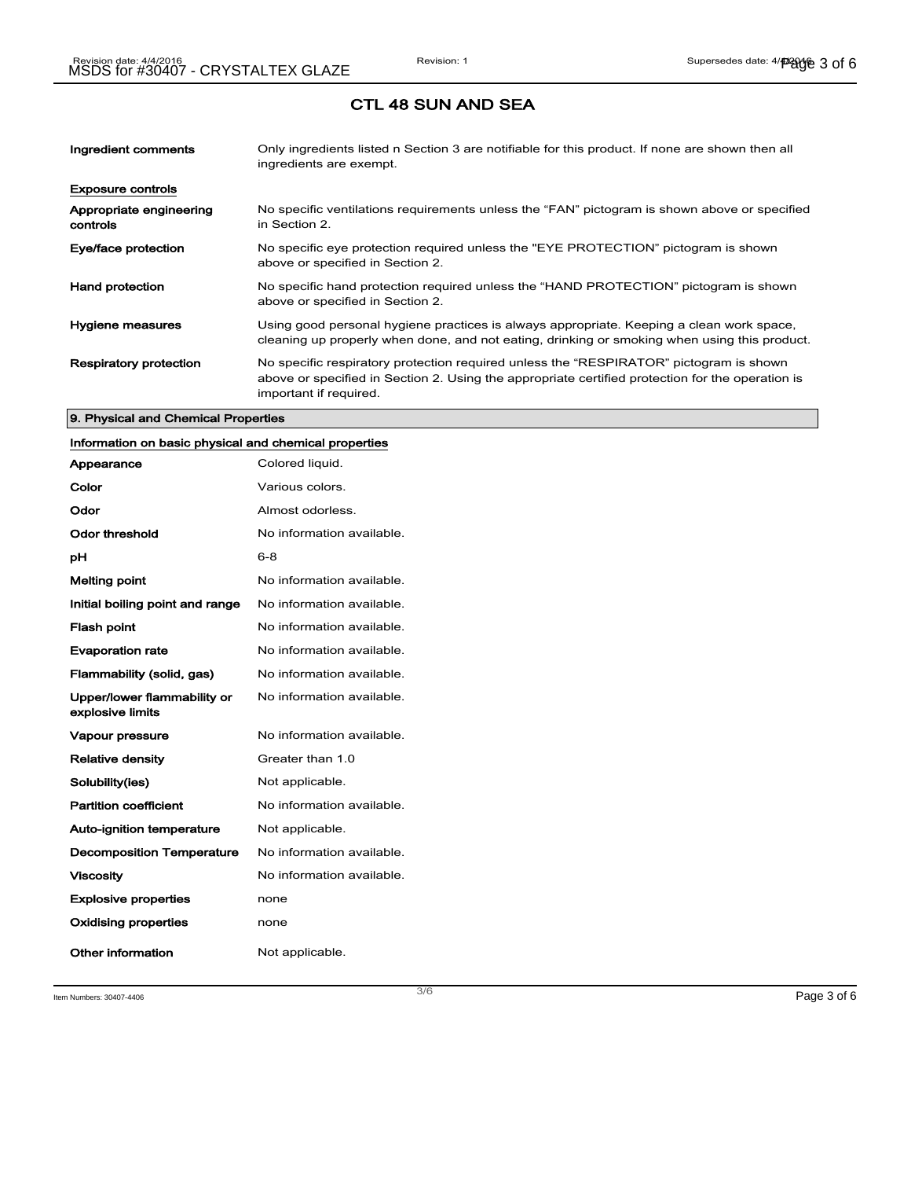# CTL 48 SUN AND SEA

| | |
|---|---|
| **Ingredient comments** | Only ingredients listed n Section 3 are notifiable for this product. If none are shown then all ingredients are exempt. |

**Exposure controls**

| | |
|---|---|
| **Appropriate engineering controls** | No specific ventilations requirements unless the "FAN" pictogram is shown above or specified in Section 2. |
| **Eye/face protection** | No specific eye protection required unless the "EYE PROTECTION" pictogram is shown above or specified in Section 2. |
| **Hand protection** | No specific hand protection required unless the "HAND PROTECTION" pictogram is shown above or specified in Section 2. |
| **Hygiene measures** | Using good personal hygiene practices is always appropriate. Keeping a clean work space, cleaning up properly when done, and not eating, drinking or smoking when using this product. |
| **Respiratory protection** | No specific respiratory protection required unless the "RESPIRATOR" pictogram is shown above or specified in Section 2. Using the appropriate certified protection for the operation is important if required. |

## 9. Physical and Chemical Properties

**Information on basic physical and chemical properties**

| | |
|---|---|
| **Appearance** | Colored liquid. |
| **Color** | Various colors. |
| **Odor** | Almost odorless. |
| **Odor threshold** | No information available. |
| **pH** | 6-8 |
| **Melting point** | No information available. |
| **Initial boiling point and range** | No information available. |
| **Flash point** | No information available. |
| **Evaporation rate** | No information available. |
| **Flammability (solid, gas)** | No information available. |
| **Upper/lower flammability or explosive limits** | No information available. |
| **Vapour pressure** | No information available. |
| **Relative density** | Greater than 1.0 |
| **Solubility(ies)** | Not applicable. |
| **Partition coefficient** | No information available. |
| **Auto-ignition temperature** | Not applicable. |
| **Decomposition Temperature** | No information available. |
| **Viscosity** | No information available. |
| **Explosive properties** | none |
| **Oxidising properties** | none |
| **Other information** | Not applicable. |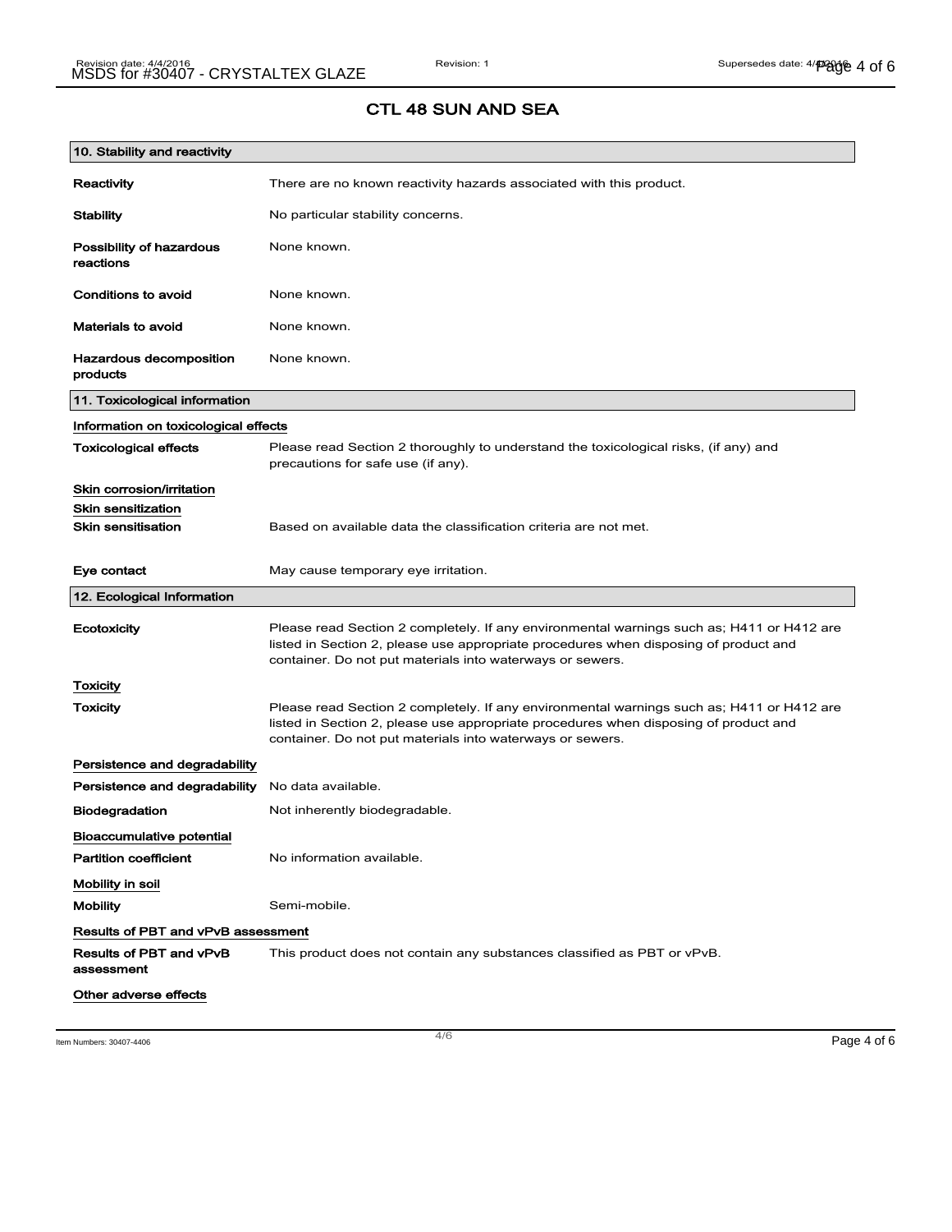## CTL 48 SUN AND SEA

### 10. Stability and reactivity

**Reactivity** There are no known reactivity hazards associated with this product.

**Stability** No particular stability concerns.

**Possibility of hazardous reactions** None known.

**Conditions to avoid** None known.

**Materials to avoid** None known.

**Hazardous decomposition products** None known.

### 11. Toxicological information

**Information on toxicological effects**

**Toxicological effects** Please read Section 2 thoroughly to understand the toxicological risks, (if any) and precautions for safe use (if any).

**Skin corrosion/irritation**

**Skin sensitization**

**Skin sensitisation** Based on available data the classification criteria are not met.

**Eye contact** May cause temporary eye irritation.

### 12. Ecological Information

**Ecotoxicity** Please read Section 2 completely. If any environmental warnings such as; H411 or H412 are listed in Section 2, please use appropriate procedures when disposing of product and container. Do not put materials into waterways or sewers.

**Toxicity**

**Toxicity** Please read Section 2 completely. If any environmental warnings such as; H411 or H412 are listed in Section 2, please use appropriate procedures when disposing of product and container. Do not put materials into waterways or sewers.

**Persistence and degradability**

**Persistence and degradability** No data available.

**Biodegradation** Not inherently biodegradable.

**Bioaccumulative potential**

**Partition coefficient** No information available.

**Mobility in soil**

**Mobility** Semi-mobile.

**Results of PBT and vPvB assessment**

**Results of PBT and vPvB assessment** This product does not contain any substances classified as PBT or vPvB.

**Other adverse effects**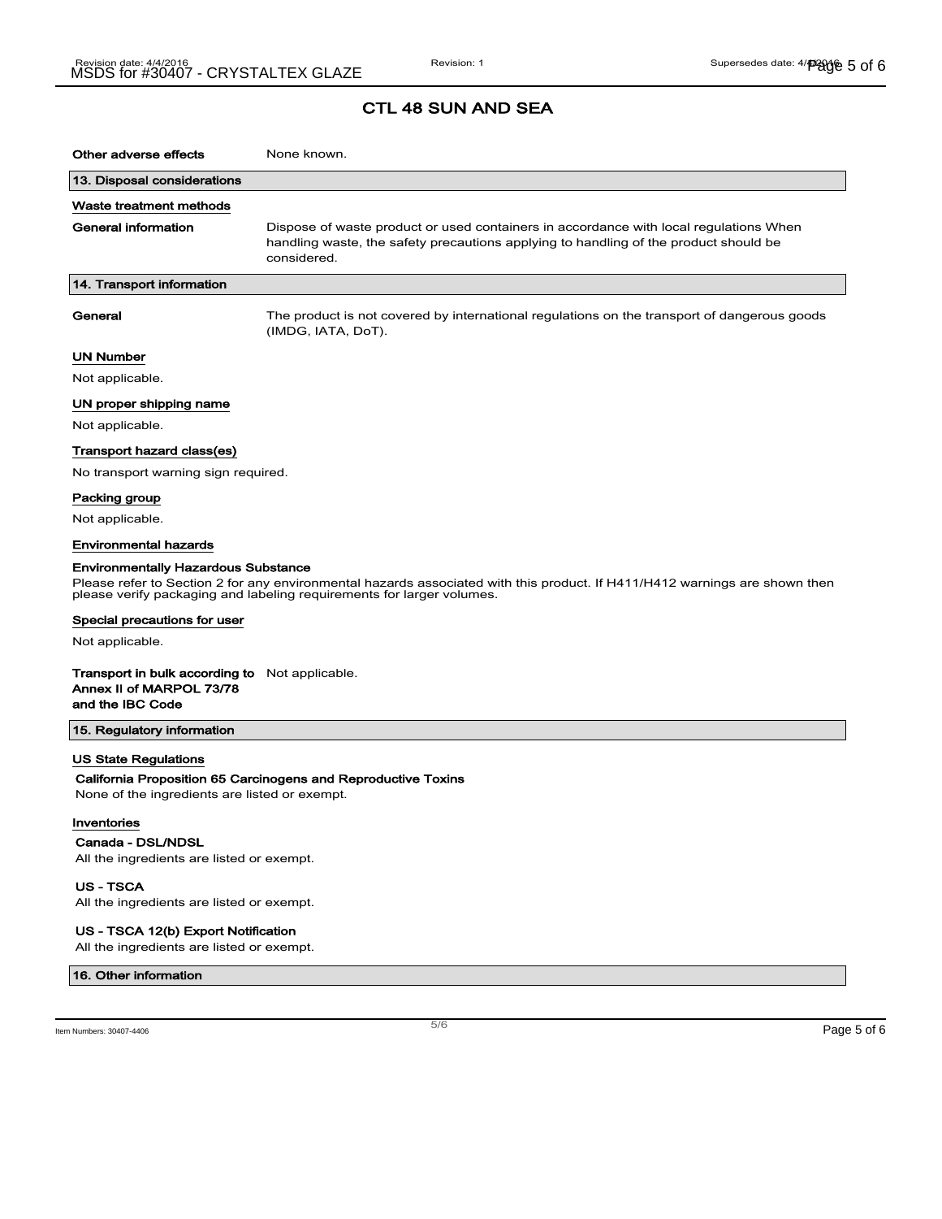## CTL 48 SUN AND SEA

**Other adverse effects** None known.

### 13. Disposal considerations

**Waste treatment methods**

**General information** Dispose of waste product or used containers in accordance with local regulations When handling waste, the safety precautions applying to handling of the product should be considered.

### 14. Transport information

**General** The product is not covered by international regulations on the transport of dangerous goods (IMDG, IATA, DoT).

**UN Number**

Not applicable.

**UN proper shipping name**

Not applicable.

**Transport hazard class(es)**

No transport warning sign required.

**Packing group**

Not applicable.

**Environmental hazards**

**Environmentally Hazardous Substance**

Please refer to Section 2 for any environmental hazards associated with this product. If H411/H412 warnings are shown then please verify packaging and labeling requirements for larger volumes.

**Special precautions for user**

Not applicable.

**Transport in bulk according to Annex II of MARPOL 73/78 and the IBC Code** Not applicable.

### 15. Regulatory information

**US State Regulations**

**California Proposition 65 Carcinogens and Reproductive Toxins**

None of the ingredients are listed or exempt.

**Inventories**

**Canada - DSL/NDSL**

All the ingredients are listed or exempt.

**US - TSCA**

All the ingredients are listed or exempt.

**US - TSCA 12(b) Export Notification**

All the ingredients are listed or exempt.

### 16. Other information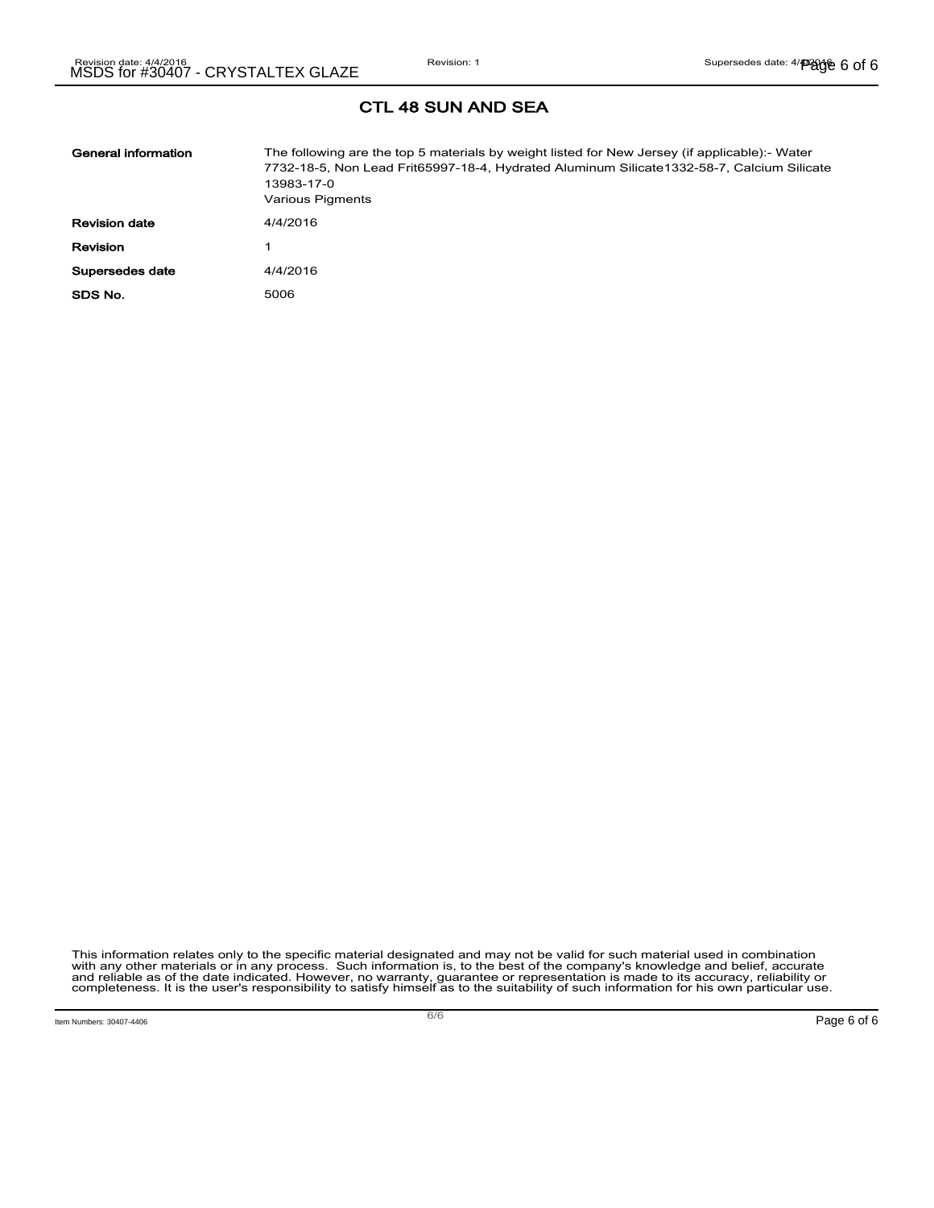## CTL 48 SUN AND SEA

| | |
|---|---|
| **General information** | The following are the top 5 materials by weight listed for New Jersey (if applicable):- Water 7732-18-5, Non Lead Frit65997-18-4, Hydrated Aluminum Silicate1332-58-7, Calcium Silicate 13983-17-0<br>Various Pigments |
| **Revision date** | 4/4/2016 |
| **Revision** | 1 |
| **Supersedes date** | 4/4/2016 |
| **SDS No.** | 5006 |

This information relates only to the specific material designated and may not be valid for such material used in combination with any other materials or in any process. Such information is, to the best of the company's knowledge and belief, accurate and reliable as of the date indicated. However, no warranty, guarantee or representation is made to its accuracy, reliability or completeness. It is the user's responsibility to satisfy himself as to the suitability of such information for his own particular use.

Item Numbers: 30407-4406